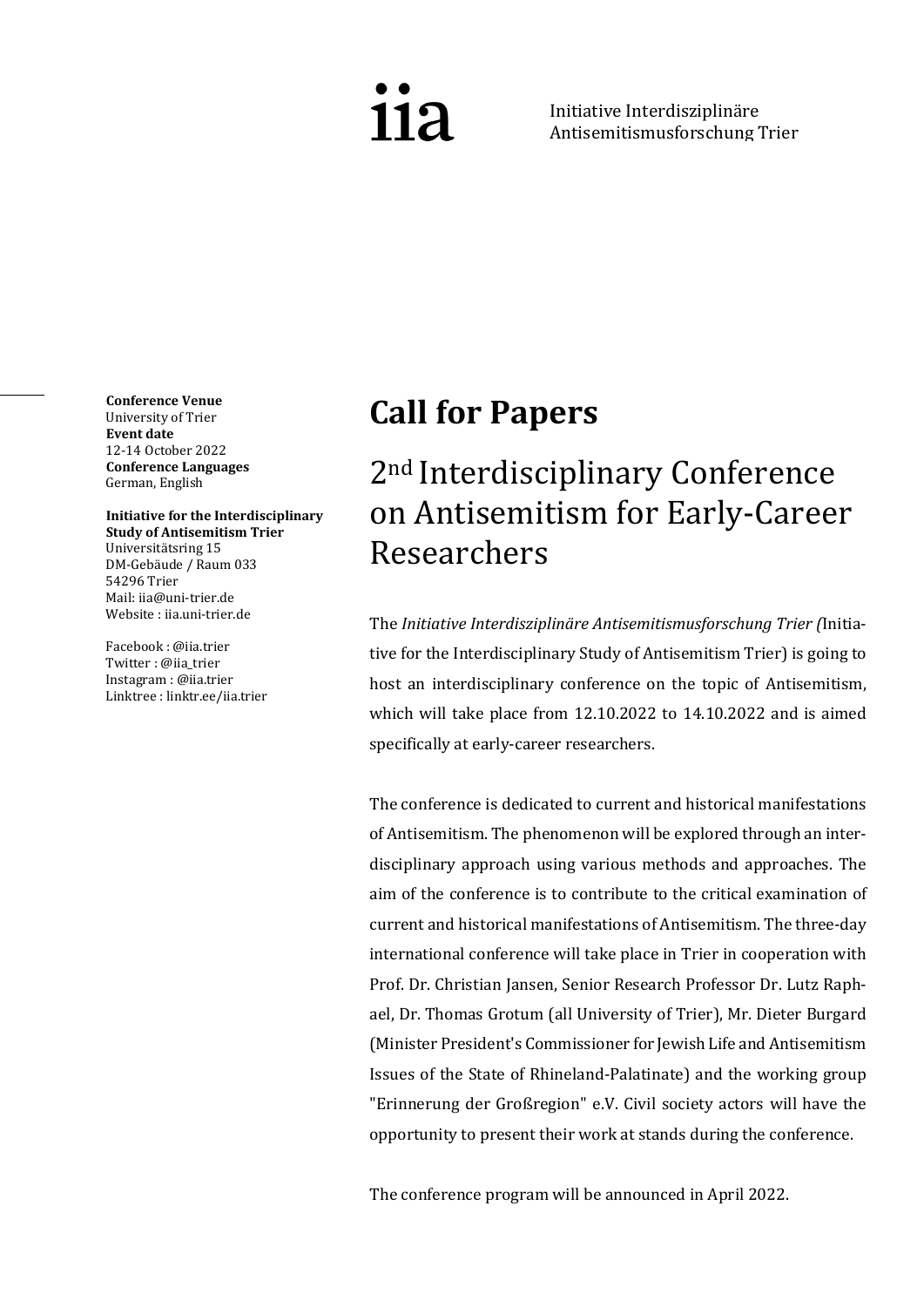iia

Initiative Interdisziplinäre Antisemitismusforschung Trier

**Conference Venue**
University of Trier
**Event date**
12-14 October 2022
**Conference Languages**
German, English

**Initiative for the Interdisciplinary Study of Antisemitism Trier**
Universitätsring 15
DM-Gebäude / Raum 033
54296 Trier
Mail: iia@uni-trier.de
Website : iia.uni-trier.de

Facebook : @iia.trier
Twitter : @iia_trier
Instagram : @iia.trier
Linktree : linktr.ee/iia.trier

# Call for Papers

## 2nd Interdisciplinary Conference on Antisemitism for Early-Career Researchers

The *Initiative Interdisziplinäre Antisemitismusforschung Trier (*Initiative for the Interdisciplinary Study of Antisemitism Trier) is going to host an interdisciplinary conference on the topic of Antisemitism, which will take place from 12.10.2022 to 14.10.2022 and is aimed specifically at early-career researchers.

The conference is dedicated to current and historical manifestations of Antisemitism. The phenomenon will be explored through an interdisciplinary approach using various methods and approaches. The aim of the conference is to contribute to the critical examination of current and historical manifestations of Antisemitism. The three-day international conference will take place in Trier in cooperation with Prof. Dr. Christian Jansen, Senior Research Professor Dr. Lutz Raphael, Dr. Thomas Grotum (all University of Trier), Mr. Dieter Burgard (Minister President's Commissioner for Jewish Life and Antisemitism Issues of the State of Rhineland-Palatinate) and the working group "Erinnerung der Großregion" e.V. Civil society actors will have the opportunity to present their work at stands during the conference.

The conference program will be announced in April 2022.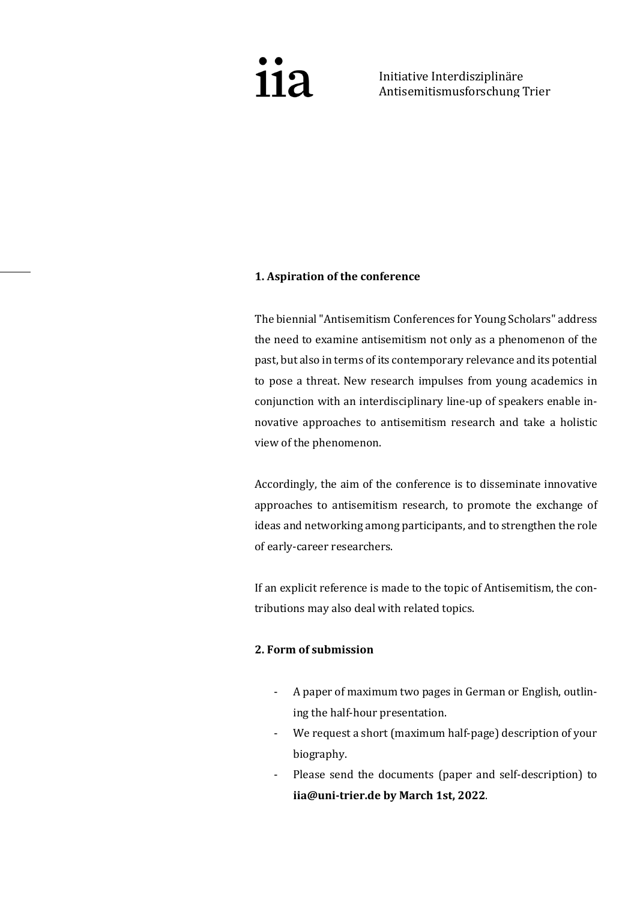## 1. Aspiration of the conference

The biennial "Antisemitism Conferences for Young Scholars" address the need to examine antisemitism not only as a phenomenon of the past, but also in terms of its contemporary relevance and its potential to pose a threat. New research impulses from young academics in conjunction with an interdisciplinary line-up of speakers enable innovative approaches to antisemitism research and take a holistic view of the phenomenon.

Accordingly, the aim of the conference is to disseminate innovative approaches to antisemitism research, to promote the exchange of ideas and networking among participants, and to strengthen the role of early-career researchers.

If an explicit reference is made to the topic of Antisemitism, the contributions may also deal with related topics.

## 2. Form of submission

- A paper of maximum two pages in German or English, outlining the half-hour presentation.
- We request a short (maximum half-page) description of your biography.
- Please send the documents (paper and self-description) to **iia@uni-trier.de by March 1st, 2022**.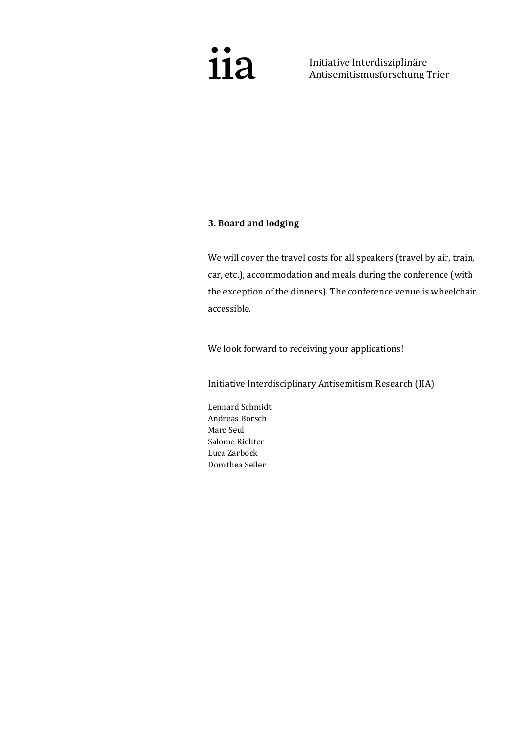### 3. Board and lodging

We will cover the travel costs for all speakers (travel by air, train, car, etc.), accommodation and meals during the conference (with the exception of the dinners). The conference venue is wheelchair accessible.

We look forward to receiving your applications!

Initiative Interdisciplinary Antisemitism Research (IIA)

Lennard Schmidt
Andreas Borsch
Marc Seul
Salome Richter
Luca Zarbock
Dorothea Seiler